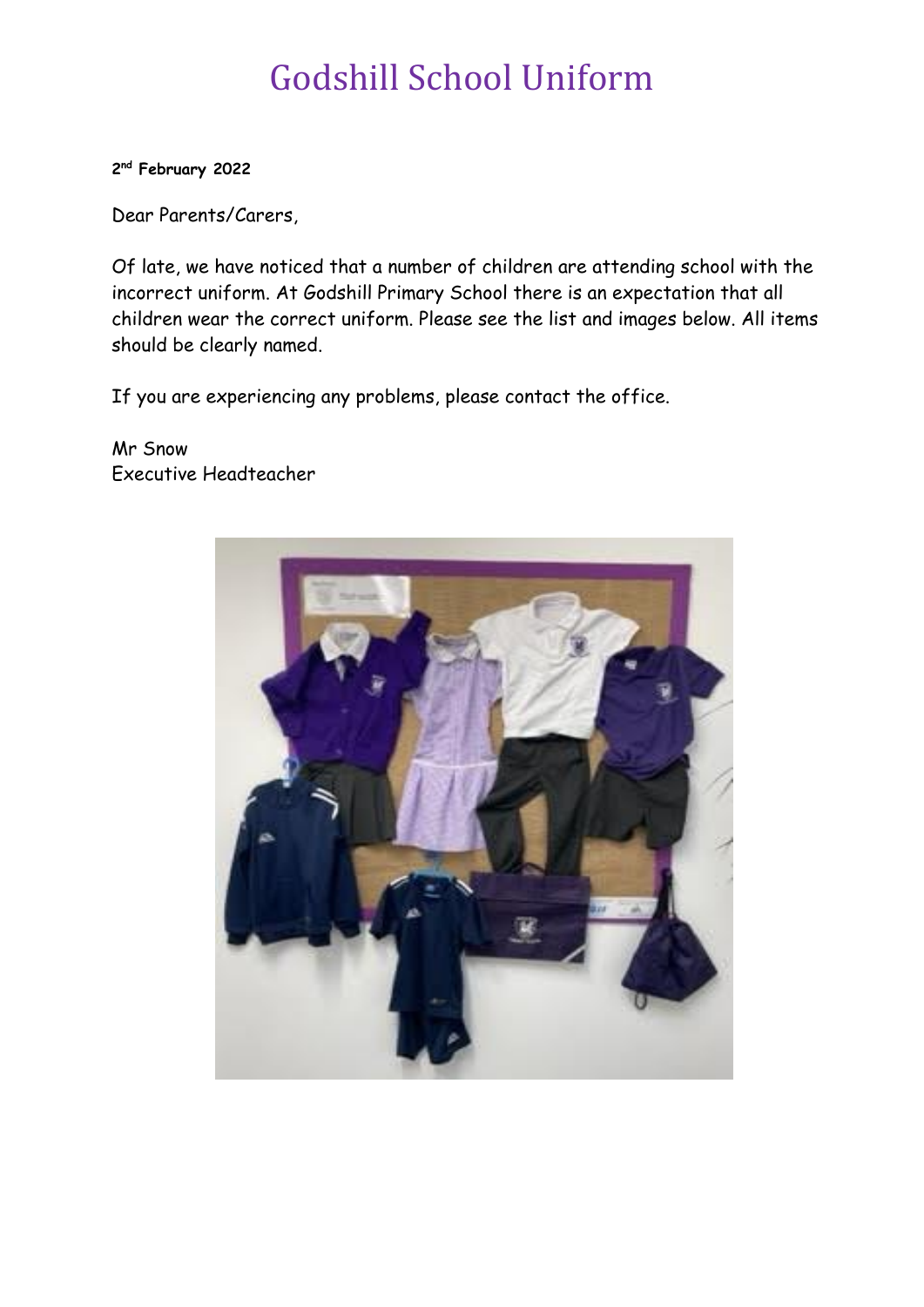# Godshill School Uniform

**2nd February 2022**

Dear Parents/Carers,

Of late, we have noticed that a number of children are attending school with the incorrect uniform. At Godshill Primary School there is an expectation that all children wear the correct uniform. Please see the list and images below. All items should be clearly named.

If you are experiencing any problems, please contact the office.

Mr Snow
Executive Headteacher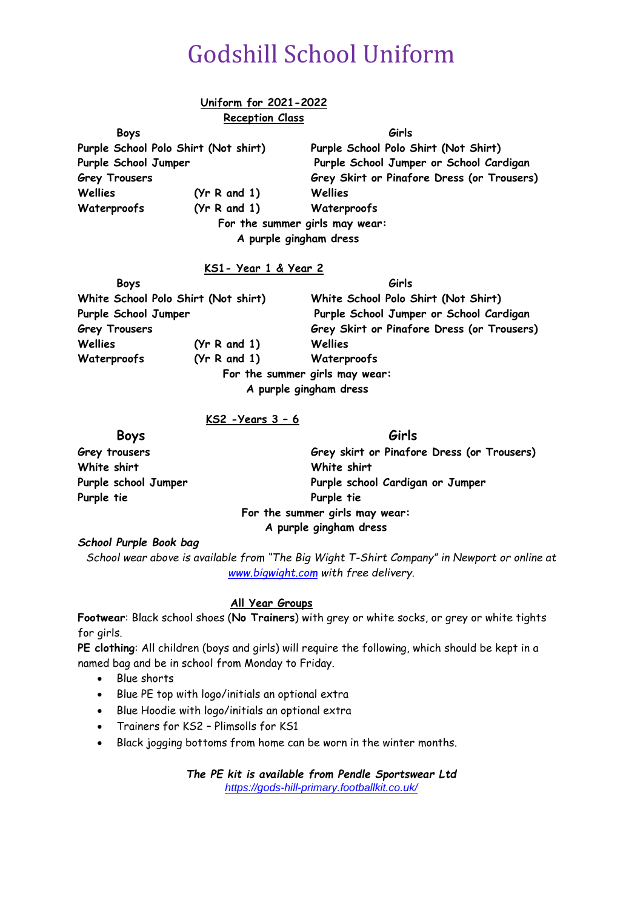# Godshill School Uniform

**Uniform for 2021-2022**

**Reception Class**

| Boys | | Girls |
|---|---|---|
| Purple School Polo Shirt (Not shirt) | | Purple School Polo Shirt (Not Shirt) |
| Purple School Jumper | | Purple School Jumper or School Cardigan |
| Grey Trousers | | Grey Skirt or Pinafore Dress (or Trousers) |
| Wellies | (Yr R and 1) | Wellies |
| Waterproofs | (Yr R and 1) | Waterproofs |

**For the summer girls may wear:**
**A purple gingham dress**

**KS1- Year 1 & Year 2**

| Boys | | Girls |
|---|---|---|
| White School Polo Shirt (Not shirt) | | White School Polo Shirt (Not Shirt) |
| Purple School Jumper | | Purple School Jumper or School Cardigan |
| Grey Trousers | | Grey Skirt or Pinafore Dress (or Trousers) |
| Wellies | (Yr R and 1) | Wellies |
| Waterproofs | (Yr R and 1) | Waterproofs |

**For the summer girls may wear:**
**A purple gingham dress**

**KS2 -Years 3 – 6**

| Boys | Girls |
|---|---|
| Grey trousers | Grey skirt or Pinafore Dress (or Trousers) |
| White shirt | White shirt |
| Purple school Jumper | Purple school Cardigan or Jumper |
| Purple tie | Purple tie |

**For the summer girls may wear:**
**A purple gingham dress**

***School Purple Book bag***

*School wear above is available from "The Big Wight T-Shirt Company" in Newport or online at www.bigwight.com with free delivery.*

**All Year Groups**

**Footwear**: Black school shoes (**No Trainers**) with grey or white socks, or grey or white tights for girls.

**PE clothing**: All children (boys and girls) will require the following, which should be kept in a named bag and be in school from Monday to Friday.

- Blue shorts
- Blue PE top with logo/initials an optional extra
- Blue Hoodie with logo/initials an optional extra
- Trainers for KS2 – Plimsolls for KS1
- Black jogging bottoms from home can be worn in the winter months.

***The PE kit is available from Pendle Sportswear Ltd***
*https://gods-hill-primary.footballkit.co.uk/*